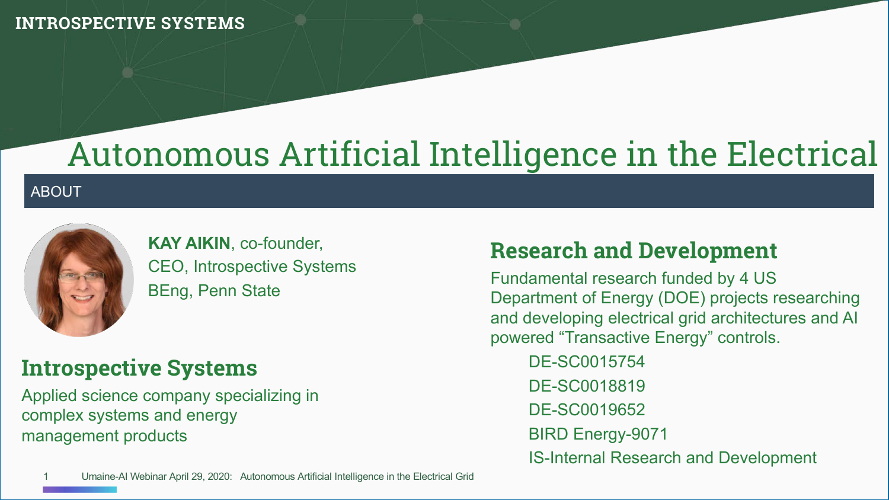INTROSPECTIVE SYSTEMS

# Autonomous Artificial Intelligence in the Electrical

## ABOUT

**KAY AIKIN**, co-founder, CEO, Introspective Systems
BEng, Penn State

## Introspective Systems

Applied science company specializing in complex systems and energy management products

## Research and Development

Fundamental research funded by 4 US Department of Energy (DOE) projects researching and developing electrical grid architectures and AI powered "Transactive Energy" controls.

- DE-SC0015754
- DE-SC0018819
- DE-SC0019652
- BIRD Energy-9071
- IS-Internal Research and Development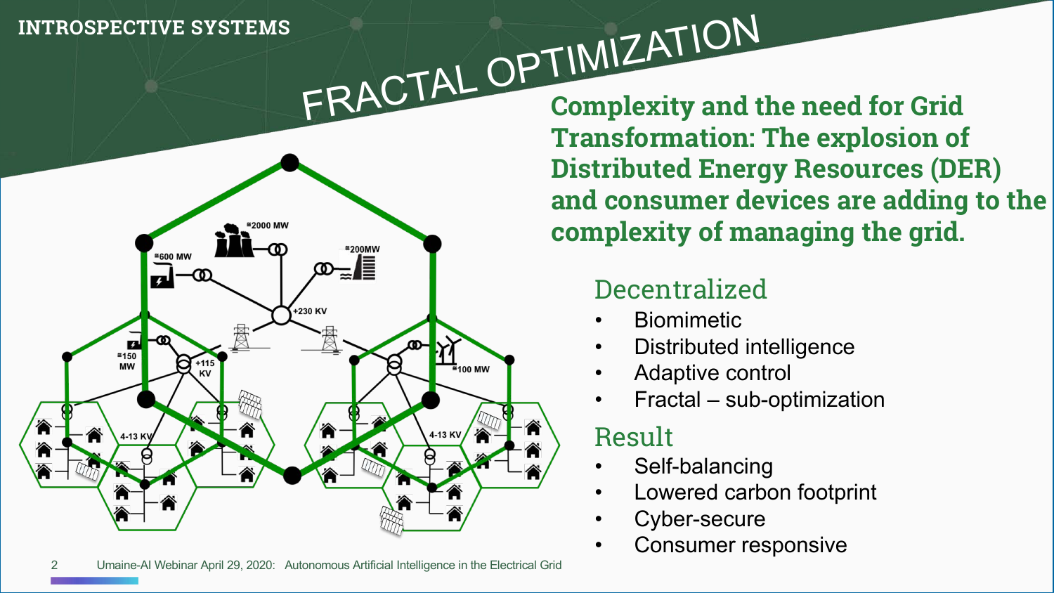# FRACTAL OPTIMIZATION

**Complexity and the need for Grid Transformation: The explosion of Distributed Energy Resources (DER) and consumer devices are adding to the complexity of managing the grid.**

## Decentralized

- Biomimetic
- Distributed intelligence
- Adaptive control
- Fractal – sub-optimization

## Result

- Self-balancing
- Lowered carbon footprint
- Cyber-secure
- Consumer responsive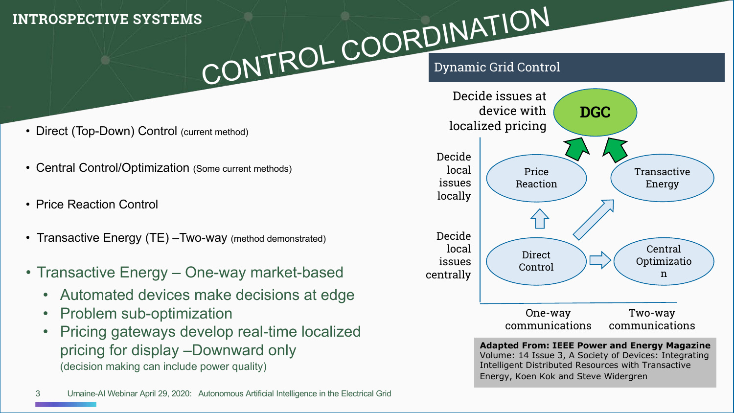# CONTROL COORDINATION

- Direct (Top-Down) Control (current method)
- Central Control/Optimization (Some current methods)
- Price Reaction Control
- Transactive Energy (TE) –Two-way (method demonstrated)
- Transactive Energy – One-way market-based
  - Automated devices make decisions at edge
  - Problem sub-optimization
  - Pricing gateways develop real-time localized pricing for display –Downward only
    (decision making can include power quality)

## Dynamic Grid Control

Decide issues at device with localized pricing — DGC

Decide local issues locally — Price Reaction, Transactive Energy

Decide local issues centrally — Direct Control, Central Optimization

One-way communications | Two-way communications

**Adapted From: IEEE Power and Energy Magazine** Volume: 14 Issue 3, A Society of Devices: Integrating Intelligent Distributed Resources with Transactive Energy, Koen Kok and Steve Widergren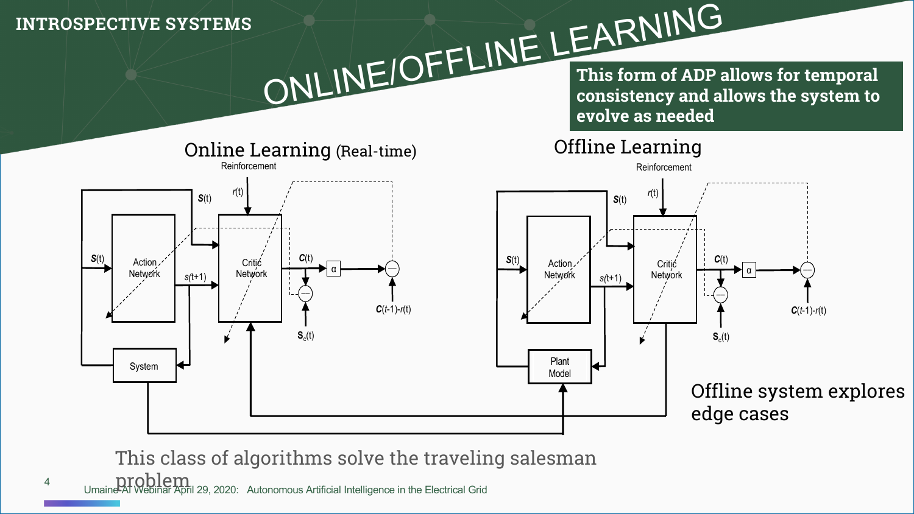# ONLINE/OFFLINE LEARNING

**This form of ADP allows for temporal consistency and allows the system to evolve as needed**

## Online Learning (Real-time)

Reinforcement

$r(t)$

$\boldsymbol{S}(t)$

Action Network

$s(t+1)$

Critic Network

$\boldsymbol{C}(t)$

α

$\boldsymbol{C}(t\text{-}1)\text{-}r(t)$

$\mathbf{S}_c(t)$

System

## Offline Learning

Reinforcement

$r(t)$

$\boldsymbol{S}(t)$

Action Network

$s(t+1)$

Critic Network

$\boldsymbol{C}(t)$

α

$\boldsymbol{C}(t\text{-}1)\text{-}r(t)$

$\mathbf{S}_c(t)$

Plant Model

Offline system explores edge cases

This class of algorithms solve the traveling salesman problem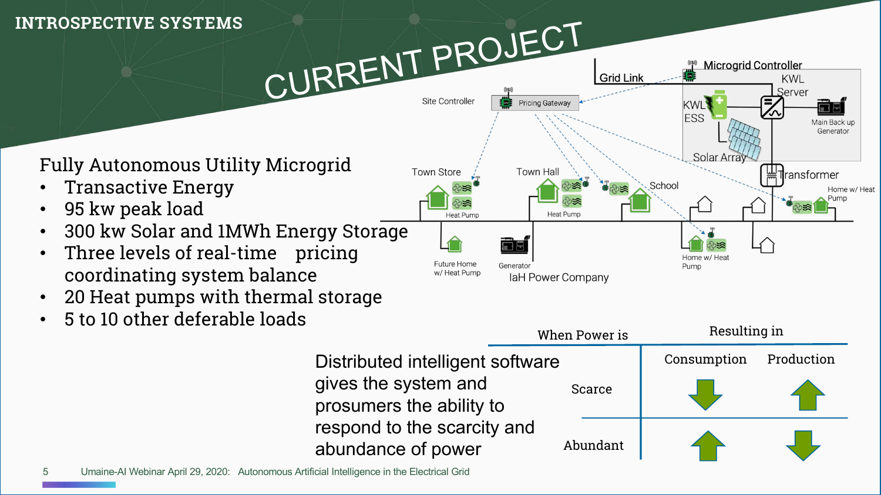# CURRENT PROJECT

Site Controller

Pricing Gateway

Grid Link

Microgrid Controller

KWL Server

KWL ESS

Solar Array

Main Back up Generator

Transformer

Town Store

Town Hall

School

Heat Pump

Heat Pump

Home w/ Heat Pump

Home w/ Heat Pump

Future Home w/ Heat Pump

Generator

IaH Power Company

## Fully Autonomous Utility Microgrid

- Transactive Energy
- 95 kw peak load
- 300 kw Solar and 1MWh Energy Storage
- Three levels of real-time pricing coordinating system balance
- 20 Heat pumps with thermal storage
- 5 to 10 other deferable loads

Distributed intelligent software gives the system and prosumers the ability to respond to the scarcity and abundance of power

| When Power is | Resulting in: Consumption | Resulting in: Production |
|---|---|---|
| Scarce | ↓ | ↑ |
| Abundant | ↑ | ↓ |

Umaine-AI Webinar April 29, 2020: Autonomous Artificial Intelligence in the Electrical Grid